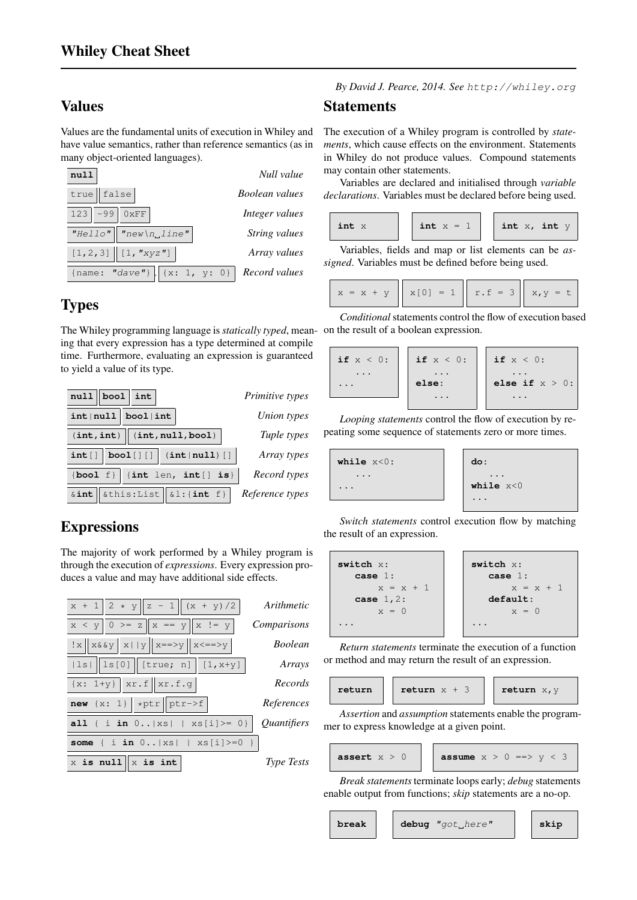# Whiley Cheat Sheet

*By David J. Pearce, 2014. See* `http://whiley.org`

## Values

Values are the fundamental units of execution in Whiley and have value semantics, rather than reference semantics (as in many object-oriented languages).

| Example | Description |
|---|---|
| `null` | *Null value* |
| `true` `false` | *Boolean values* |
| `123` `-99` `0xFF` | *Integer values* |
| `"Hello"` `"new\n line"` | *String values* |
| `[1,2,3]` `[1,"xyz"]` | *Array values* |
| `{name: "dave"}` `{x: 1, y: 0}` | *Record values* |

## Types

The Whiley programming language is *statically typed*, meaning that every expression has a type determined at compile time. Furthermore, evaluating an expression is guaranteed to yield a value of its type.

| Example | Description |
|---|---|
| `null` `bool` `int` | *Primitive types* |
| `int|null` `bool|int` | *Union types* |
| `(int,int)` `(int,null,bool)` | *Tuple types* |
| `int[]` `bool[][]` `(int|null)[]` | *Array types* |
| `{bool f}` `{int len, int[] is}` | *Record types* |
| `&int` `&this:List` `&l:{int f}` | *Reference types* |

## Expressions

The majority of work performed by a Whiley program is through the execution of *expressions*. Every expression produces a value and may have additional side effects.

| Example | Description |
|---|---|
| `x + 1` `2 * y` `z - 1` `(x + y)/2` | *Arithmetic* |
| `x < y` `0 >= z` `x == y` `x != y` | *Comparisons* |
| `!x` `x&&y` `x||y` `x==>y` `x<==>y` | *Boolean* |
| `|ls|` `ls[0]` `[true; n]` `[1,x+y]` | *Arrays* |
| `{x: 1+y}` `xr.f` `xr.f.g` | *Records* |
| `new {x: 1}` `*ptr` `ptr->f` | *References* |
| `all { i in 0..|xs| | xs[i]>= 0}` `some { i in 0..|xs| | xs[i]>=0 }` | *Quantifiers* |
| `x is null` `x is int` | *Type Tests* |

## Statements

The execution of a Whiley program is controlled by *statements*, which cause effects on the environment. Statements in Whiley do not produce values. Compound statements may contain other statements.

Variables are declared and initialised through *variable declarations*. Variables must be declared before being used.

```
int x
```

```
int x = 1
```

```
int x, int y
```

Variables, fields and map or list elements can be *assigned*. Variables must be defined before being used.

```
x = x + y
```

```
x[0] = 1
```

```
r.f = 3
```

```
x,y = t
```

*Conditional* statements control the flow of execution based on the result of a boolean expression.

```
if x < 0:
   ...
...
```

```
if x < 0:
   ...
else:
   ...
```

```
if x < 0:
   ...
else if x > 0:
   ...
```

*Looping statements* control the flow of execution by repeating some sequence of statements zero or more times.

```
while x<0:
   ...
...
```

```
do:
   ...
while x<0
...
```

*Switch statements* control execution flow by matching the result of an expression.

```
switch x:
   case 1:
      x = x + 1
   case 1,2:
      x = 0
...
```

```
switch x:
   case 1:
      x = x + 1
   default:
      x = 0
...
```

*Return statements* terminate the execution of a function or method and may return the result of an expression.

```
return
```

```
return x + 3
```

```
return x,y
```

*Assertion* and *assumption* statements enable the programmer to express knowledge at a given point.

```
assert x > 0
```

```
assume x > 0 ==> y < 3
```

*Break statements* terminate loops early; *debug* statements enable output from functions; *skip* statements are a no-op.

```
break
```

```
debug "got here"
```

```
skip
```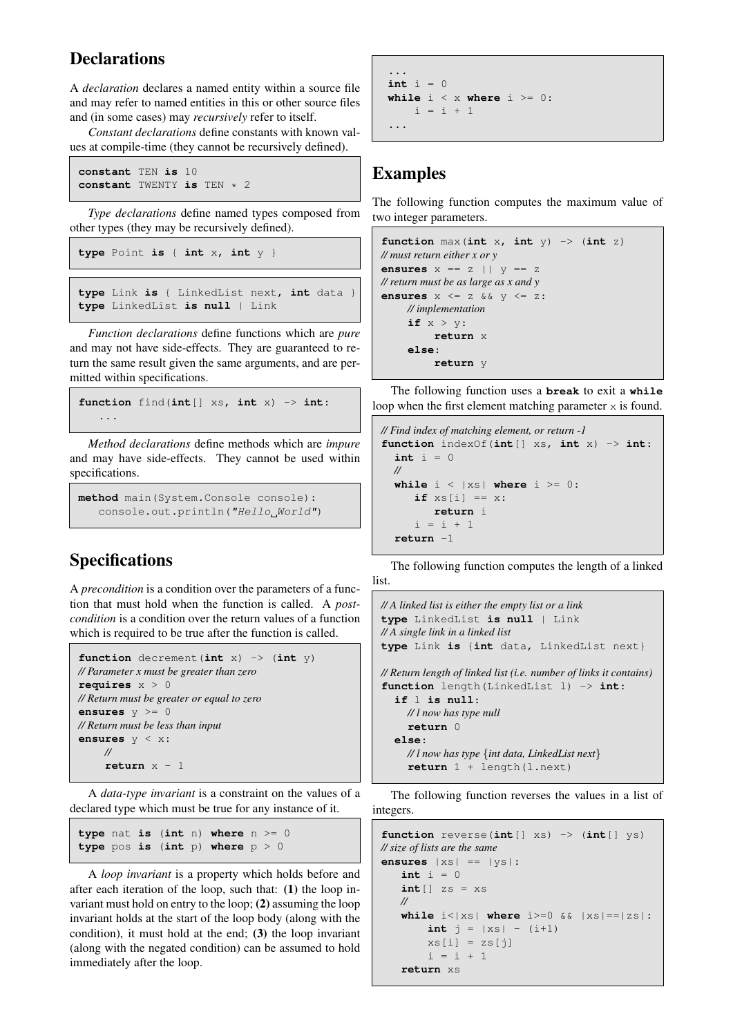## Declarations

A *declaration* declares a named entity within a source file and may refer to named entities in this or other source files and (in some cases) may *recursively* refer to itself.

*Constant declarations* define constants with known values at compile-time (they cannot be recursively defined).

```
constant TEN is 10
constant TWENTY is TEN * 2
```

*Type declarations* define named types composed from other types (they may be recursively defined).

```
type Point is { int x, int y }
```

```
type Link is { LinkedList next, int data }
type LinkedList is null | Link
```

*Function declarations* define functions which are *pure* and may not have side-effects. They are guaranteed to return the same result given the same arguments, and are permitted within specifications.

```
function find(int[] xs, int x) -> int:
    ...
```

*Method declarations* define methods which are *impure* and may have side-effects. They cannot be used within specifications.

```
method main(System.Console console):
    console.out.println("Hello World")
```

## Specifications

A *precondition* is a condition over the parameters of a function that must hold when the function is called. A *postcondition* is a condition over the return values of a function which is required to be true after the function is called.

```
function decrement(int x) -> (int y)
// Parameter x must be greater than zero
requires x > 0
// Return must be greater or equal to zero
ensures y >= 0
// Return must be less than input
ensures y < x:
    //
    return x - 1
```

A *data-type invariant* is a constraint on the values of a declared type which must be true for any instance of it.

```
type nat is (int n) where n >= 0
type pos is (int p) where p > 0
```

A *loop invariant* is a property which holds before and after each iteration of the loop, such that: **(1)** the loop invariant must hold on entry to the loop; **(2)** assuming the loop invariant holds at the start of the loop body (along with the condition), it must hold at the end; **(3)** the loop invariant (along with the negated condition) can be assumed to hold immediately after the loop.

```
...
int i = 0
while i < x where i >= 0:
    i = i + 1
...
```

## Examples

The following function computes the maximum value of two integer parameters.

```
function max(int x, int y) -> (int z)
// must return either x or y
ensures x == z || y == z
// return must be as large as x and y
ensures x <= z && y <= z:
    // implementation
    if x > y:
        return x
    else:
        return y
```

The following function uses a **break** to exit a **while** loop when the first element matching parameter x is found.

```
// Find index of matching element, or return -1
function indexOf(int[] xs, int x) -> int:
  int i = 0
  //
  while i < |xs| where i >= 0:
     if xs[i] == x:
        return i
     i = i + 1
  return -1
```

The following function computes the length of a linked list.

```
// A linked list is either the empty list or a link
type LinkedList is null | Link
// A single link in a linked list
type Link is {int data, LinkedList next}

// Return length of linked list (i.e. number of links it contains)
function length(LinkedList l) -> int:
  if l is null:
     // l now has type null
     return 0
  else:
     // l now has type {int data, LinkedList next}
     return 1 + length(l.next)
```

The following function reverses the values in a list of integers.

```
function reverse(int[] xs) -> (int[] ys)
// size of lists are the same
ensures |xs| == |ys|:
   int i = 0
   int[] zs = xs
   //
   while i<|xs| where i>=0 && |xs|==|zs|:
       int j = |xs| - (i+1)
       xs[i] = zs[j]
       i = i + 1
   return xs
```